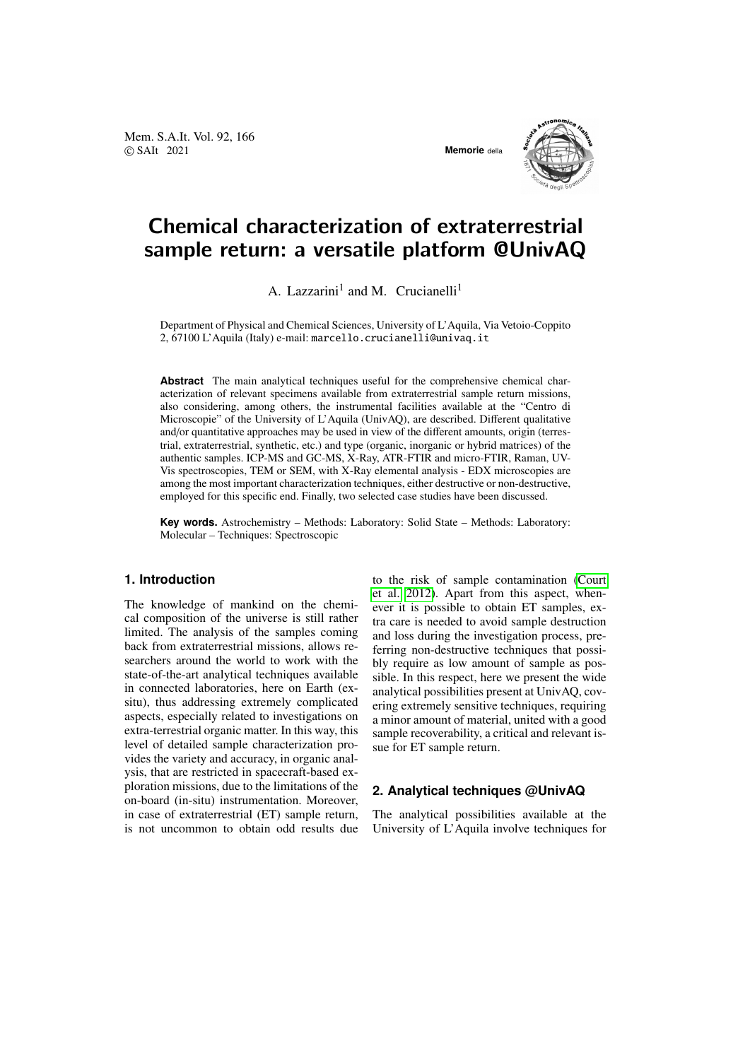# Chemical characterization of extraterrestrial sample return: a versatile platform @UnivAQ

A. Lazzarini[1] and M. Crucianelli[1]

Department of Physical and Chemical Sciences, University of L'Aquila, Via Vetoio-Coppito 2, 67100 L'Aquila (Italy) e-mail: marcello.crucianelli@univaq.it

**Abstract** The main analytical techniques useful for the comprehensive chemical characterization of relevant specimens available from extraterrestrial sample return missions, also considering, among others, the instrumental facilities available at the "Centro di Microscopie" of the University of L'Aquila (UnivAQ), are described. Different qualitative and/or quantitative approaches may be used in view of the different amounts, origin (terrestrial, extraterrestrial, synthetic, etc.) and type (organic, inorganic or hybrid matrices) of the authentic samples. ICP-MS and GC-MS, X-Ray, ATR-FTIR and micro-FTIR, Raman, UV-Vis spectroscopies, TEM or SEM, with X-Ray elemental analysis - EDX microscopies are among the most important characterization techniques, either destructive or non-destructive, employed for this specific end. Finally, two selected case studies have been discussed.

**Key words.** Astrochemistry – Methods: Laboratory: Solid State – Methods: Laboratory: Molecular – Techniques: Spectroscopic

## 1. Introduction

The knowledge of mankind on the chemical composition of the universe is still rather limited. The analysis of the samples coming back from extraterrestrial missions, allows researchers around the world to work with the state-of-the-art analytical techniques available in connected laboratories, here on Earth (ex-situ), thus addressing extremely complicated aspects, especially related to investigations on extra-terrestrial organic matter. In this way, this level of detailed sample characterization provides the variety and accuracy, in organic analysis, that are restricted in spacecraft-based exploration missions, due to the limitations of the on-board (in-situ) instrumentation. Moreover, in case of extraterrestrial (ET) sample return, is not uncommon to obtain odd results due to the risk of sample contamination (Court et al. 2012). Apart from this aspect, whenever it is possible to obtain ET samples, extra care is needed to avoid sample destruction and loss during the investigation process, preferring non-destructive techniques that possibly require as low amount of sample as possible. In this respect, here we present the wide analytical possibilities present at UnivAQ, covering extremely sensitive techniques, requiring a minor amount of material, united with a good sample recoverability, a critical and relevant issue for ET sample return.

## 2. Analytical techniques @UnivAQ

The analytical possibilities available at the University of L'Aquila involve techniques for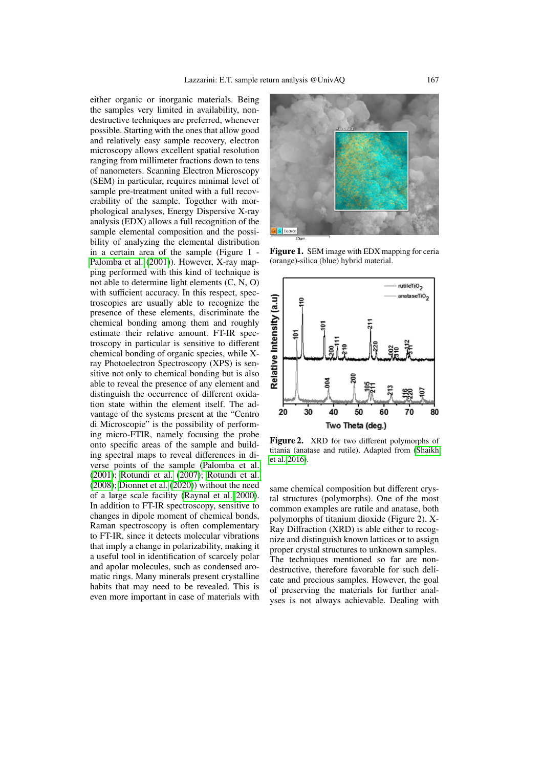either organic or inorganic materials. Being the samples very limited in availability, non-destructive techniques are preferred, whenever possible. Starting with the ones that allow good and relatively easy sample recovery, electron microscopy allows excellent spatial resolution ranging from millimeter fractions down to tens of nanometers. Scanning Electron Microscopy (SEM) in particular, requires minimal level of sample pre-treatment united with a full recoverability of the sample. Together with morphological analyses, Energy Dispersive X-ray analysis (EDX) allows a full recognition of the sample elemental composition and the possibility of analyzing the elemental distribution in a certain area of the sample (Figure 1 - Palomba et al. (2001)). However, X-ray mapping performed with this kind of technique is not able to determine light elements (C, N, O) with sufficient accuracy. In this respect, spectroscopies are usually able to recognize the presence of these elements, discriminate the chemical bonding among them and roughly estimate their relative amount. FT-IR spectroscopy in particular is sensitive to different chemical bonding of organic species, while X-ray Photoelectron Spectroscopy (XPS) is sensitive not only to chemical bonding but is also able to reveal the presence of any element and distinguish the occurrence of different oxidation state within the element itself. The advantage of the systems present at the "Centro di Microscopie" is the possibility of performing micro-FTIR, namely focusing the probe onto specific areas of the sample and building spectral maps to reveal differences in diverse points of the sample (Palomba et al. (2001); Rotundi et al. (2007); Rotundi et al. (2008); Dionnet et al. (2020)) without the need of a large scale facility (Raynal et al. 2000). In addition to FT-IR spectroscopy, sensitive to changes in dipole moment of chemical bonds, Raman spectroscopy is often complementary to FT-IR, since it detects molecular vibrations that imply a change in polarizability, making it a useful tool in identification of scarcely polar and apolar molecules, such as condensed aromatic rings. Many minerals present crystalline habits that may need to be revealed. This is even more important in case of materials with same chemical composition but different crystal structures (polymorphs). One of the most common examples are rutile and anatase, both polymorphs of titanium dioxide (Figure 2). X-Ray Diffraction (XRD) is able either to recognize and distinguish known lattices or to assign proper crystal structures to unknown samples. The techniques mentioned so far are non-destructive, therefore favorable for such delicate and precious samples. However, the goal of preserving the materials for further analyses is not always achievable. Dealing with

**Figure 1.** SEM image with EDX mapping for ceria (orange)-silica (blue) hybrid material.

**Figure 2.** XRD for two different polymorphs of titania (anatase and rutile). Adapted from (Shaikh et al. 2016).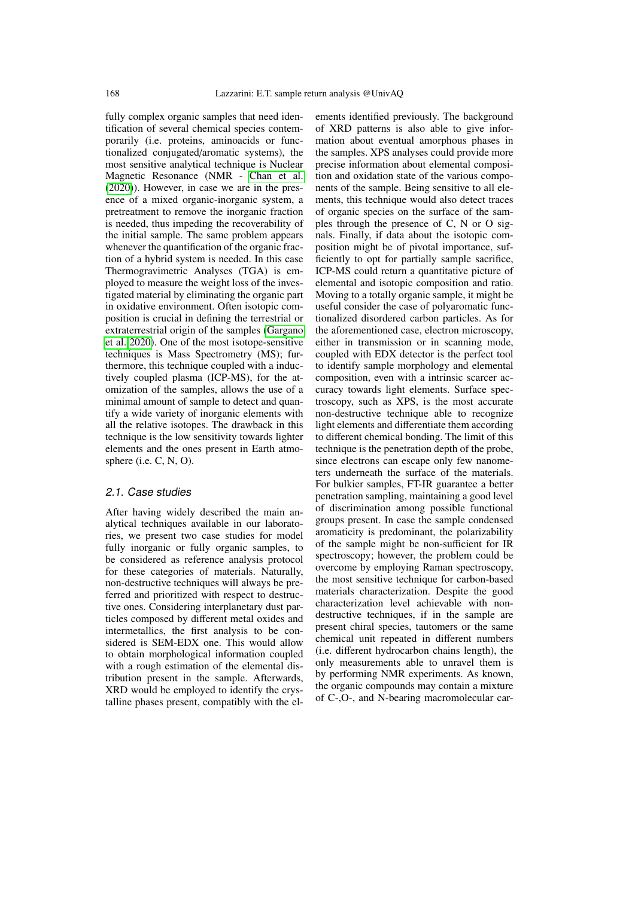fully complex organic samples that need identification of several chemical species contemporarily (i.e. proteins, aminoacids or functionalized conjugated/aromatic systems), the most sensitive analytical technique is Nuclear Magnetic Resonance (NMR - Chan et al. (2020)). However, in case we are in the presence of a mixed organic-inorganic system, a pretreatment to remove the inorganic fraction is needed, thus impeding the recoverability of the initial sample. The same problem appears whenever the quantification of the organic fraction of a hybrid system is needed. In this case Thermogravimetric Analyses (TGA) is employed to measure the weight loss of the investigated material by eliminating the organic part in oxidative environment. Often isotopic composition is crucial in defining the terrestrial or extraterrestrial origin of the samples (Gargano et al. 2020). One of the most isotope-sensitive techniques is Mass Spectrometry (MS); furthermore, this technique coupled with a inductively coupled plasma (ICP-MS), for the atomization of the samples, allows the use of a minimal amount of sample to detect and quantify a wide variety of inorganic elements with all the relative isotopes. The drawback in this technique is the low sensitivity towards lighter elements and the ones present in Earth atmosphere (i.e. C, N, O).

### 2.1. Case studies

After having widely described the main analytical techniques available in our laboratories, we present two case studies for model fully inorganic or fully organic samples, to be considered as reference analysis protocol for these categories of materials. Naturally, non-destructive techniques will always be preferred and prioritized with respect to destructive ones. Considering interplanetary dust particles composed by different metal oxides and intermetallics, the first analysis to be considered is SEM-EDX one. This would allow to obtain morphological information coupled with a rough estimation of the elemental distribution present in the sample. Afterwards, XRD would be employed to identify the crystalline phases present, compatibly with the elements identified previously. The background of XRD patterns is also able to give information about eventual amorphous phases in the samples. XPS analyses could provide more precise information about elemental composition and oxidation state of the various components of the sample. Being sensitive to all elements, this technique would also detect traces of organic species on the surface of the samples through the presence of C, N or O signals. Finally, if data about the isotopic composition might be of pivotal importance, sufficiently to opt for partially sample sacrifice, ICP-MS could return a quantitative picture of elemental and isotopic composition and ratio. Moving to a totally organic sample, it might be useful consider the case of polyaromatic functionalized disordered carbon particles. As for the aforementioned case, electron microscopy, either in transmission or in scanning mode, coupled with EDX detector is the perfect tool to identify sample morphology and elemental composition, even with a intrinsic scarcer accuracy towards light elements. Surface spectroscopy, such as XPS, is the most accurate non-destructive technique able to recognize light elements and differentiate them according to different chemical bonding. The limit of this technique is the penetration depth of the probe, since electrons can escape only few nanometers underneath the surface of the materials. For bulkier samples, FT-IR guarantee a better penetration sampling, maintaining a good level of discrimination among possible functional groups present. In case the sample condensed aromaticity is predominant, the polarizability of the sample might be non-sufficient for IR spectroscopy; however, the problem could be overcome by employing Raman spectroscopy, the most sensitive technique for carbon-based materials characterization. Despite the good characterization level achievable with non-destructive techniques, if in the sample are present chiral species, tautomers or the same chemical unit repeated in different numbers (i.e. different hydrocarbon chains length), the only measurements able to unravel them is by performing NMR experiments. As known, the organic compounds may contain a mixture of C-,O-, and N-bearing macromolecular car-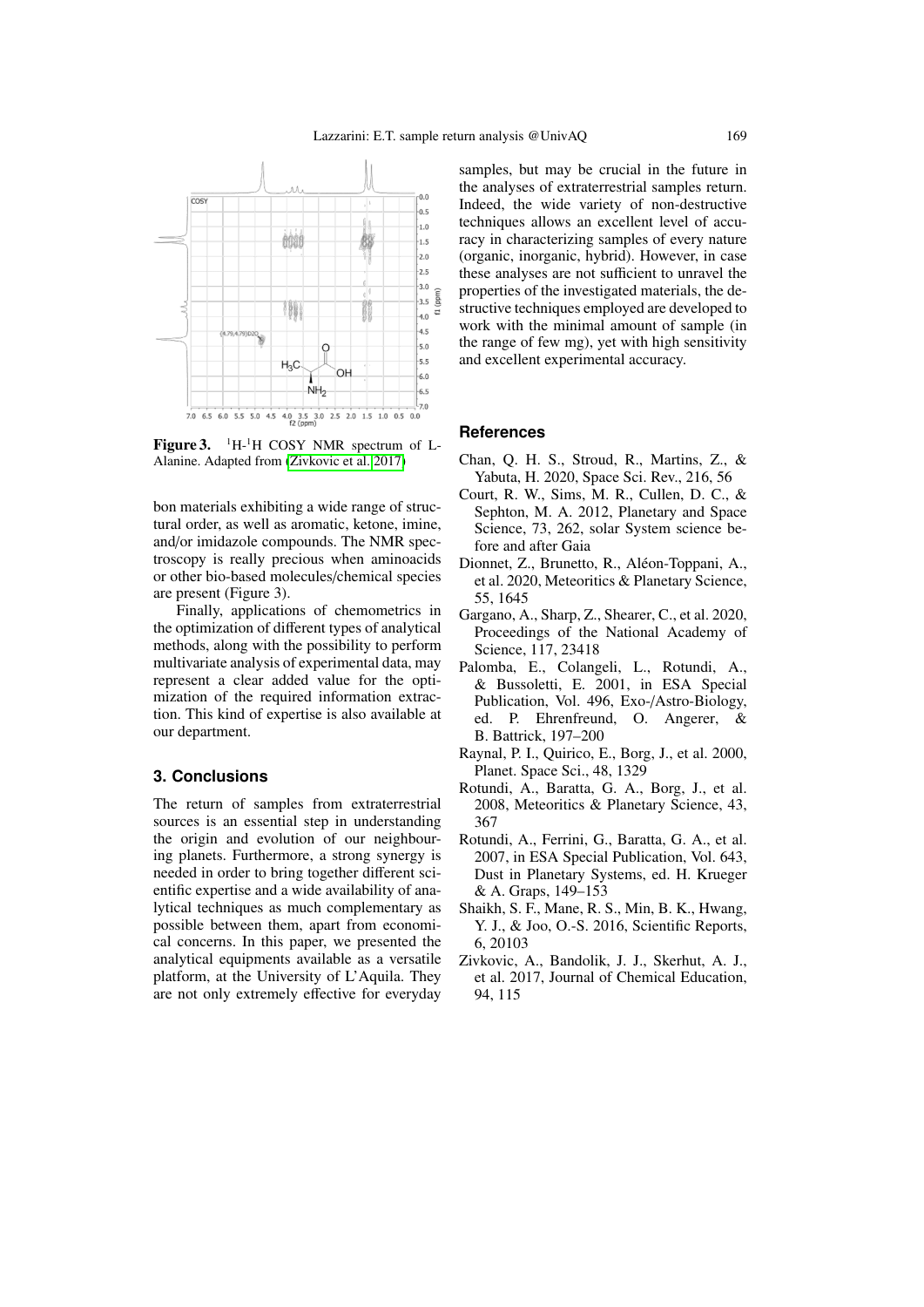COSY

(4.79,4.79)D2O

$H_3C$

O

OH

$NH_2$

7.0 6.5 6.0 5.5 5.0 4.5 4.0 3.5 3.0 2.5 2.0 1.5 1.0 0.5 0.0

f2 (ppm)

0.0 0.5 1.0 1.5 2.0 2.5 3.0 3.5 4.0 4.5 5.0 5.5 6.0 6.5 7.0

f1 (ppm)

**Figure 3.** $^1H$-$^1H$ COSY NMR spectrum of L-Alanine. Adapted from (Zivkovic et al. 2017)

bon materials exhibiting a wide range of structural order, as well as aromatic, ketone, imine, and/or imidazole compounds. The NMR spectroscopy is really precious when aminoacids or other bio-based molecules/chemical species are present (Figure 3).

Finally, applications of chemometrics in the optimization of different types of analytical methods, along with the possibility to perform multivariate analysis of experimental data, may represent a clear added value for the optimization of the required information extraction. This kind of expertise is also available at our department.

## 3. Conclusions

The return of samples from extraterrestrial sources is an essential step in understanding the origin and evolution of our neighbouring planets. Furthermore, a strong synergy is needed in order to bring together different scientific expertise and a wide availability of analytical techniques as much complementary as possible between them, apart from economical concerns. In this paper, we presented the analytical equipments available as a versatile platform, at the University of L'Aquila. They are not only extremely effective for everyday samples, but may be crucial in the future in the analyses of extraterrestrial samples return. Indeed, the wide variety of non-destructive techniques allows an excellent level of accuracy in characterizing samples of every nature (organic, inorganic, hybrid). However, in case these analyses are not sufficient to unravel the properties of the investigated materials, the destructive techniques employed are developed to work with the minimal amount of sample (in the range of few mg), yet with high sensitivity and excellent experimental accuracy.

## References

Chan, Q. H. S., Stroud, R., Martins, Z., & Yabuta, H. 2020, Space Sci. Rev., 216, 56

Court, R. W., Sims, M. R., Cullen, D. C., & Sephton, M. A. 2012, Planetary and Space Science, 73, 262, solar System science before and after Gaia

Dionnet, Z., Brunetto, R., Aléon-Toppani, A., et al. 2020, Meteoritics & Planetary Science, 55, 1645

Gargano, A., Sharp, Z., Shearer, C., et al. 2020, Proceedings of the National Academy of Science, 117, 23418

Palomba, E., Colangeli, L., Rotundi, A., & Bussoletti, E. 2001, in ESA Special Publication, Vol. 496, Exo-/Astro-Biology, ed. P. Ehrenfreund, O. Angerer, & B. Battrick, 197–200

Raynal, P. I., Quirico, E., Borg, J., et al. 2000, Planet. Space Sci., 48, 1329

Rotundi, A., Baratta, G. A., Borg, J., et al. 2008, Meteoritics & Planetary Science, 43, 367

Rotundi, A., Ferrini, G., Baratta, G. A., et al. 2007, in ESA Special Publication, Vol. 643, Dust in Planetary Systems, ed. H. Krueger & A. Graps, 149–153

Shaikh, S. F., Mane, R. S., Min, B. K., Hwang, Y. J., & Joo, O.-S. 2016, Scientific Reports, 6, 20103

Zivkovic, A., Bandolik, J. J., Skerhut, A. J., et al. 2017, Journal of Chemical Education, 94, 115